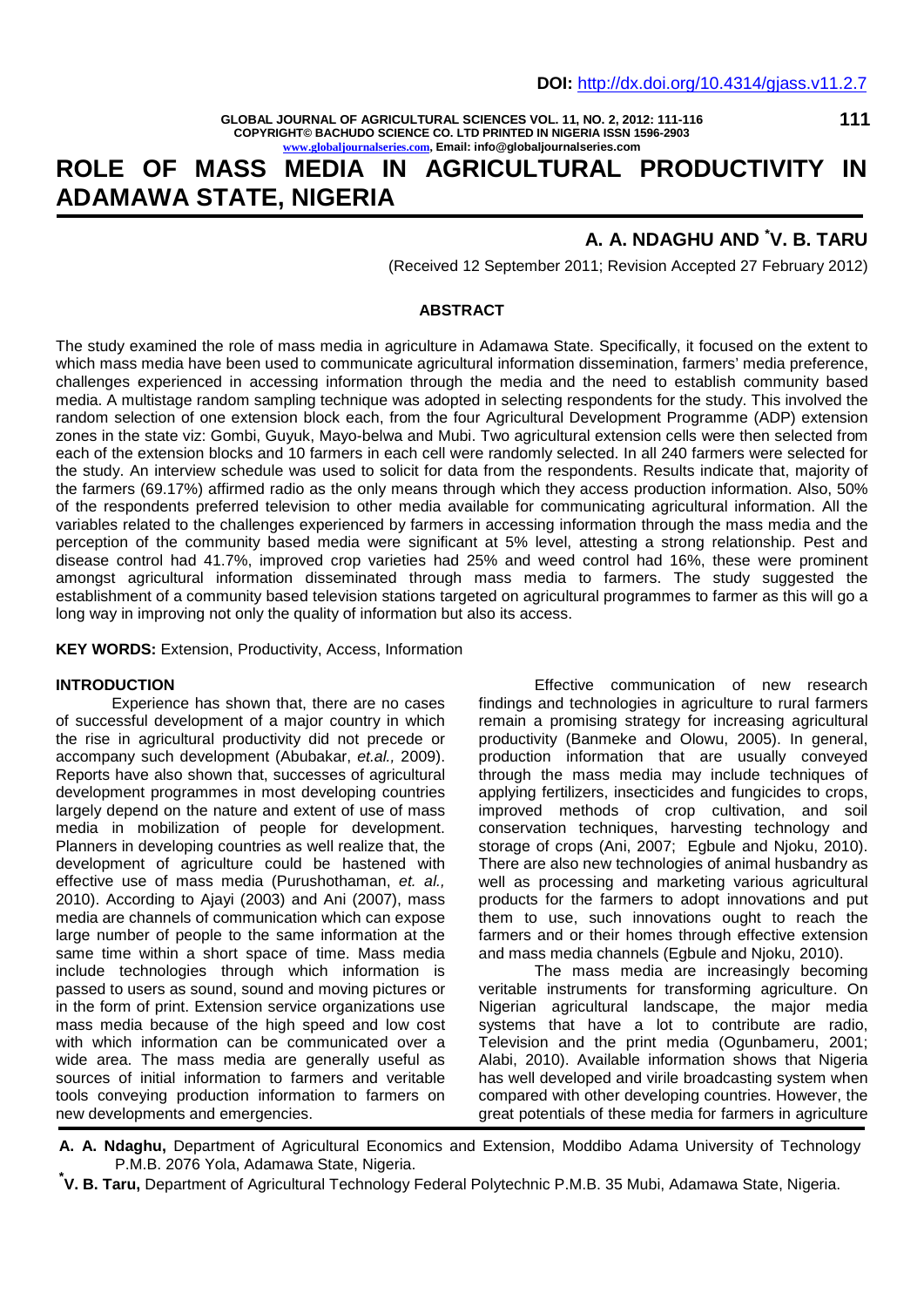DOI: http://dx.doi.org/10.4314/gjass.v11.2.7

# ROLE OF MASS MEDIA IN AGRICULTURAL PRODUCTIVITY IN ADAMAWA STATE, NIGERIA

**A. A. NDAGHU AND *V. B. TARU**

(Received 12 September 2011; Revision Accepted 27 February 2012)

## ABSTRACT

The study examined the role of mass media in agriculture in Adamawa State. Specifically, it focused on the extent to which mass media have been used to communicate agricultural information dissemination, farmers' media preference, challenges experienced in accessing information through the media and the need to establish community based media. A multistage random sampling technique was adopted in selecting respondents for the study. This involved the random selection of one extension block each, from the four Agricultural Development Programme (ADP) extension zones in the state viz: Gombi, Guyuk, Mayo-belwa and Mubi. Two agricultural extension cells were then selected from each of the extension blocks and 10 farmers in each cell were randomly selected. In all 240 farmers were selected for the study. An interview schedule was used to solicit for data from the respondents. Results indicate that, majority of the farmers (69.17%) affirmed radio as the only means through which they access production information. Also, 50% of the respondents preferred television to other media available for communicating agricultural information. All the variables related to the challenges experienced by farmers in accessing information through the mass media and the perception of the community based media were significant at 5% level, attesting a strong relationship. Pest and disease control had 41.7%, improved crop varieties had 25% and weed control had 16%, these were prominent amongst agricultural information disseminated through mass media to farmers. The study suggested the establishment of a community based television stations targeted on agricultural programmes to farmer as this will go a long way in improving not only the quality of information but also its access.

**KEY WORDS:** Extension, Productivity, Access, Information

## INTRODUCTION

Experience has shown that, there are no cases of successful development of a major country in which the rise in agricultural productivity did not precede or accompany such development (Abubakar, *et.al.,* 2009). Reports have also shown that, successes of agricultural development programmes in most developing countries largely depend on the nature and extent of use of mass media in mobilization of people for development. Planners in developing countries as well realize that, the development of agriculture could be hastened with effective use of mass media (Purushothaman, *et. al.,* 2010). According to Ajayi (2003) and Ani (2007), mass media are channels of communication which can expose large number of people to the same information at the same time within a short space of time. Mass media include technologies through which information is passed to users as sound, sound and moving pictures or in the form of print. Extension service organizations use mass media because of the high speed and low cost with which information can be communicated over a wide area. The mass media are generally useful as sources of initial information to farmers and veritable tools conveying production information to farmers on new developments and emergencies.

Effective communication of new research findings and technologies in agriculture to rural farmers remain a promising strategy for increasing agricultural productivity (Banmeke and Olowu, 2005). In general, production information that are usually conveyed through the mass media may include techniques of applying fertilizers, insecticides and fungicides to crops, improved methods of crop cultivation, and soil conservation techniques, harvesting technology and storage of crops (Ani, 2007; Egbule and Njoku, 2010). There are also new technologies of animal husbandry as well as processing and marketing various agricultural products for the farmers to adopt innovations and put them to use, such innovations ought to reach the farmers and or their homes through effective extension and mass media channels (Egbule and Njoku, 2010).

The mass media are increasingly becoming veritable instruments for transforming agriculture. On Nigerian agricultural landscape, the major media systems that have a lot to contribute are radio, Television and the print media (Ogunbameru, 2001; Alabi, 2010). Available information shows that Nigeria has well developed and virile broadcasting system when compared with other developing countries. However, the great potentials of these media for farmers in agriculture

**A. A. Ndaghu,** Department of Agricultural Economics and Extension, Moddibo Adama University of Technology P.M.B. 2076 Yola, Adamawa State, Nigeria.

***V. B. Taru,** Department of Agricultural Technology Federal Polytechnic P.M.B. 35 Mubi, Adamawa State, Nigeria.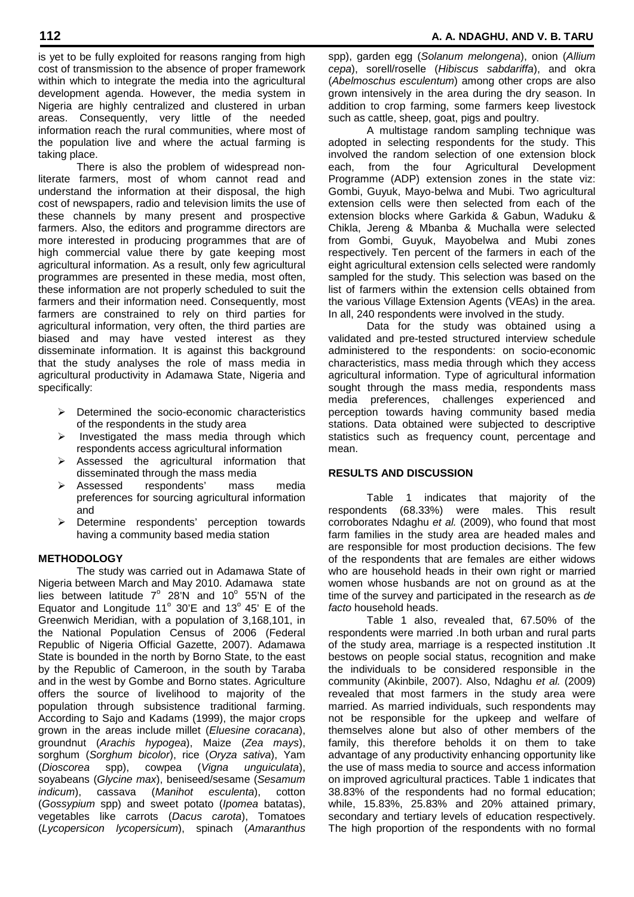is yet to be fully exploited for reasons ranging from high cost of transmission to the absence of proper framework within which to integrate the media into the agricultural development agenda. However, the media system in Nigeria are highly centralized and clustered in urban areas. Consequently, very little of the needed information reach the rural communities, where most of the population live and where the actual farming is taking place.

There is also the problem of widespread non-literate farmers, most of whom cannot read and understand the information at their disposal, the high cost of newspapers, radio and television limits the use of these channels by many present and prospective farmers. Also, the editors and programme directors are more interested in producing programmes that are of high commercial value there by gate keeping most agricultural information. As a result, only few agricultural programmes are presented in these media, most often, these information are not properly scheduled to suit the farmers and their information need. Consequently, most farmers are constrained to rely on third parties for agricultural information, very often, the third parties are biased and may have vested interest as they disseminate information. It is against this background that the study analyses the role of mass media in agricultural productivity in Adamawa State, Nigeria and specifically:

- Determined the socio-economic characteristics of the respondents in the study area
- Investigated the mass media through which respondents access agricultural information
- Assessed the agricultural information that disseminated through the mass media
- Assessed respondents' mass media preferences for sourcing agricultural information and
- Determine respondents' perception towards having a community based media station

## METHODOLOGY

The study was carried out in Adamawa State of Nigeria between March and May 2010. Adamawa state lies between latitude 7° 28'N and 10° 55'N of the Equator and Longitude 11° 30'E and 13° 45' E of the Greenwich Meridian, with a population of 3,168,101, in the National Population Census of 2006 (Federal Republic of Nigeria Official Gazette, 2007). Adamawa State is bounded in the north by Borno State, to the east by the Republic of Cameroon, in the south by Taraba and in the west by Gombe and Borno states. Agriculture offers the source of livelihood to majority of the population through subsistence traditional farming. According to Sajo and Kadams (1999), the major crops grown in the areas include millet (*Eluesine coracana*), groundnut (*Arachis hypogea*), Maize (*Zea mays*), sorghum (*Sorghum bicolor*), rice (*Oryza sativa*), Yam (*Dioscorea* spp), cowpea (*Vigna unguiculata*), soyabeans (*Glycine max*), beniseed/sesame (*Sesamum indicum*), cassava (*Manihot esculenta*), cotton (*Gossypium* spp) and sweet potato (*Ipomea* batatas), vegetables like carrots (*Dacus carota*), Tomatoes (*Lycopersicon lycopersicum*), spinach (*Amaranthus* spp), garden egg (*Solanum melongena*), onion (*Allium cepa*), sorell/roselle (*Hibiscus sabdariffa*), and okra (*Abelmoschus esculentum*) among other crops are also grown intensively in the area during the dry season. In addition to crop farming, some farmers keep livestock such as cattle, sheep, goat, pigs and poultry.

A multistage random sampling technique was adopted in selecting respondents for the study. This involved the random selection of one extension block each, from the four Agricultural Development Programme (ADP) extension zones in the state viz: Gombi, Guyuk, Mayo-belwa and Mubi. Two agricultural extension cells were then selected from each of the extension blocks where Garkida & Gabun, Waduku & Chikla, Jereng & Mbanba & Muchalla were selected from Gombi, Guyuk, Mayobelwa and Mubi zones respectively. Ten percent of the farmers in each of the eight agricultural extension cells selected were randomly sampled for the study. This selection was based on the list of farmers within the extension cells obtained from the various Village Extension Agents (VEAs) in the area. In all, 240 respondents were involved in the study.

Data for the study was obtained using a validated and pre-tested structured interview schedule administered to the respondents: on socio-economic characteristics, mass media through which they access agricultural information. Type of agricultural information sought through the mass media, respondents mass media preferences, challenges experienced and perception towards having community based media stations. Data obtained were subjected to descriptive statistics such as frequency count, percentage and mean.

## RESULTS AND DISCUSSION

Table 1 indicates that majority of the respondents (68.33%) were males. This result corroborates Ndaghu *et al.* (2009), who found that most farm families in the study area are headed males and are responsible for most production decisions. The few of the respondents that are females are either widows who are household heads in their own right or married women whose husbands are not on ground as at the time of the survey and participated in the research as *de facto* household heads.

Table 1 also, revealed that, 67.50% of the respondents were married .In both urban and rural parts of the study area, marriage is a respected institution .It bestows on people social status, recognition and make the individuals to be considered responsible in the community (Akinbile, 2007). Also, Ndaghu *et al.* (2009) revealed that most farmers in the study area were married. As married individuals, such respondents may not be responsible for the upkeep and welfare of themselves alone but also of other members of the family, this therefore beholds it on them to take advantage of any productivity enhancing opportunity like the use of mass media to source and access information on improved agricultural practices. Table 1 indicates that 38.83% of the respondents had no formal education; while, 15.83%, 25.83% and 20% attained primary, secondary and tertiary levels of education respectively. The high proportion of the respondents with no formal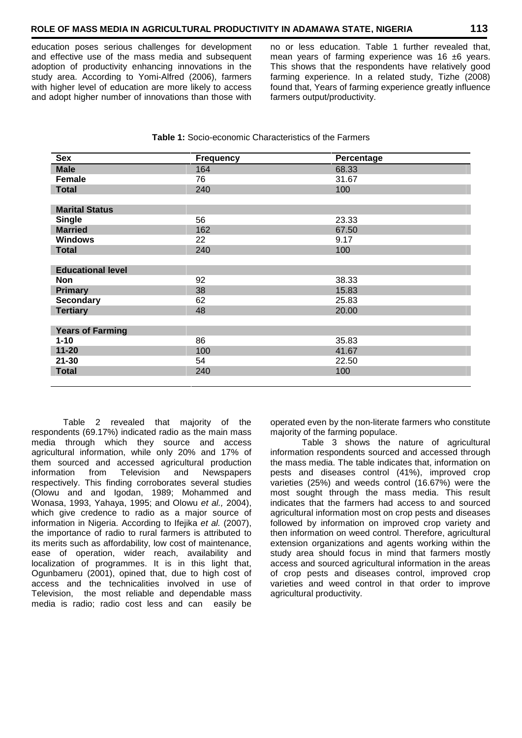education poses serious challenges for development and effective use of the mass media and subsequent adoption of productivity enhancing innovations in the study area. According to Yomi-Alfred (2006), farmers with higher level of education are more likely to access and adopt higher number of innovations than those with no or less education. Table 1 further revealed that, mean years of farming experience was 16 ±6 years. This shows that the respondents have relatively good farming experience. In a related study, Tizhe (2008) found that, Years of farming experience greatly influence farmers output/productivity.

**Table 1:** Socio-economic Characteristics of the Farmers

| Sex | Frequency | Percentage |
|---|---|---|
| **Male** | 164 | 68.33 |
| **Female** | 76 | 31.67 |
| **Total** | 240 | 100 |
| | | |
| **Marital Status** | | |
| **Single** | 56 | 23.33 |
| **Married** | 162 | 67.50 |
| **Windows** | 22 | 9.17 |
| **Total** | 240 | 100 |
| | | |
| **Educational level** | | |
| **Non** | 92 | 38.33 |
| **Primary** | 38 | 15.83 |
| **Secondary** | 62 | 25.83 |
| **Tertiary** | 48 | 20.00 |
| | | |
| **Years of Farming** | | |
| **1-10** | 86 | 35.83 |
| **11-20** | 100 | 41.67 |
| **21-30** | 54 | 22.50 |
| **Total** | 240 | 100 |

Table 2 revealed that majority of the respondents (69.17%) indicated radio as the main mass media through which they source and access agricultural information, while only 20% and 17% of them sourced and accessed agricultural production information from Television and Newspapers respectively. This finding corroborates several studies (Olowu and and Igodan, 1989; Mohammed and Wonasa, 1993, Yahaya, 1995; and Olowu *et al.,* 2004), which give credence to radio as a major source of information in Nigeria. According to Ifejika *et al.* (2007), the importance of radio to rural farmers is attributed to its merits such as affordability, low cost of maintenance, ease of operation, wider reach, availability and localization of programmes. It is in this light that, Ogunbameru (2001), opined that, due to high cost of access and the technicalities involved in use of Television, the most reliable and dependable mass media is radio; radio cost less and can easily be operated even by the non-literate farmers who constitute majority of the farming populace.

Table 3 shows the nature of agricultural information respondents sourced and accessed through the mass media. The table indicates that, information on pests and diseases control (41%), improved crop varieties (25%) and weeds control (16.67%) were the most sought through the mass media. This result indicates that the farmers had access to and sourced agricultural information most on crop pests and diseases followed by information on improved crop variety and then information on weed control. Therefore, agricultural extension organizations and agents working within the study area should focus in mind that farmers mostly access and sourced agricultural information in the areas of crop pests and diseases control, improved crop varieties and weed control in that order to improve agricultural productivity.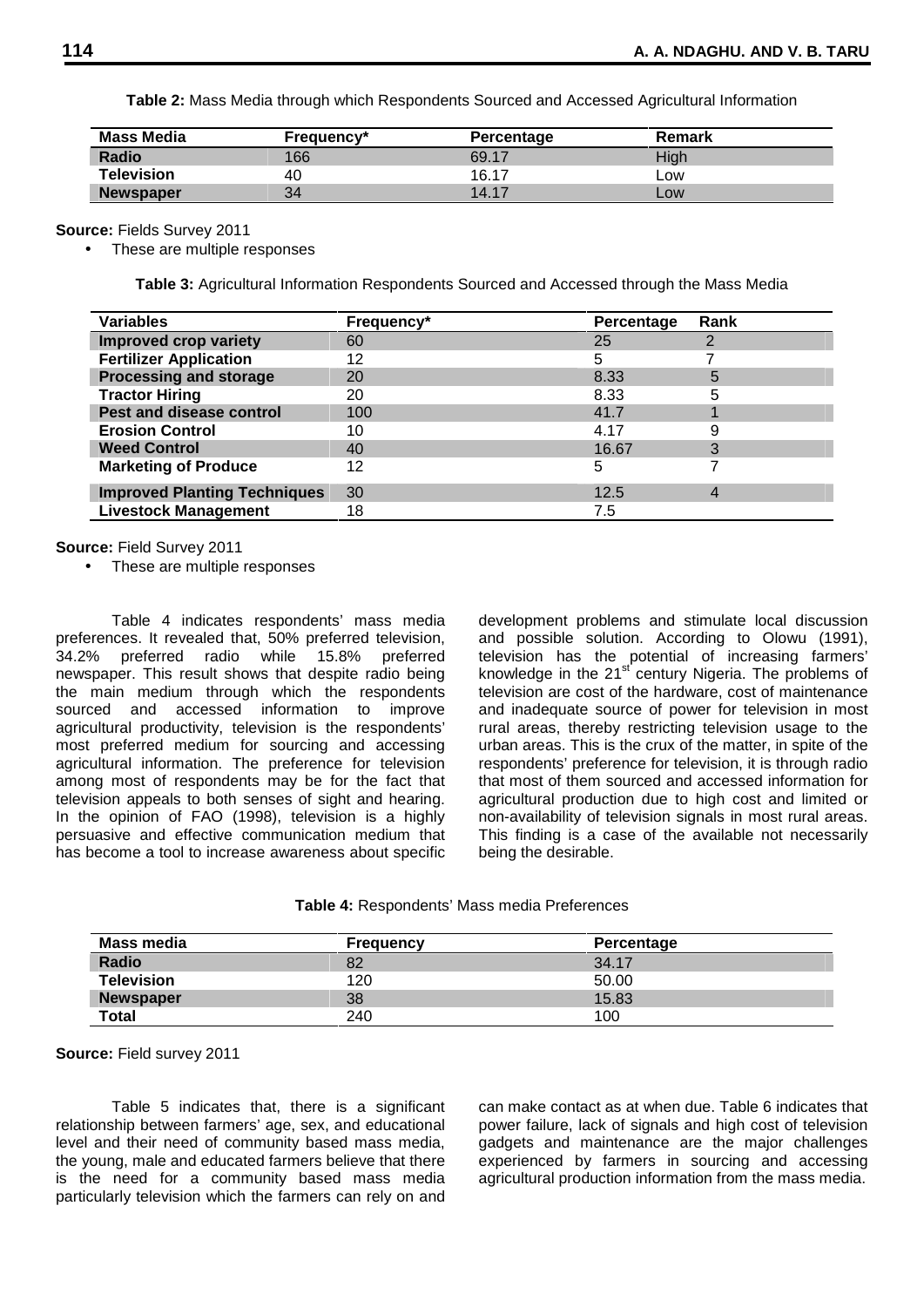**Table 2:** Mass Media through which Respondents Sourced and Accessed Agricultural Information

| Mass Media | Frequency* | Percentage | Remark |
|---|---|---|---|
| **Radio** | 166 | 69.17 | High |
| **Television** | 40 | 16.17 | Low |
| **Newspaper** | 34 | 14.17 | Low |

**Source:** Fields Survey 2011

- These are multiple responses

**Table 3:** Agricultural Information Respondents Sourced and Accessed through the Mass Media

| Variables | Frequency* | Percentage | Rank |
|---|---|---|---|
| **Improved crop variety** | 60 | 25 | 2 |
| **Fertilizer Application** | 12 | 5 | 7 |
| **Processing and storage** | 20 | 8.33 | 5 |
| **Tractor Hiring** | 20 | 8.33 | 5 |
| **Pest and disease control** | 100 | 41.7 | 1 |
| **Erosion Control** | 10 | 4.17 | 9 |
| **Weed Control** | 40 | 16.67 | 3 |
| **Marketing of Produce** | 12 | 5 | 7 |
| **Improved Planting Techniques** | 30 | 12.5 | 4 |
| **Livestock Management** | 18 | 7.5 | |

**Source:** Field Survey 2011

- These are multiple responses

Table 4 indicates respondents' mass media preferences. It revealed that, 50% preferred television, 34.2% preferred radio while 15.8% preferred newspaper. This result shows that despite radio being the main medium through which the respondents sourced and accessed information to improve agricultural productivity, television is the respondents' most preferred medium for sourcing and accessing agricultural information. The preference for television among most of respondents may be for the fact that television appeals to both senses of sight and hearing. In the opinion of FAO (1998), television is a highly persuasive and effective communication medium that has become a tool to increase awareness about specific development problems and stimulate local discussion and possible solution. According to Olowu (1991), television has the potential of increasing farmers' knowledge in the 21st century Nigeria. The problems of television are cost of the hardware, cost of maintenance and inadequate source of power for television in most rural areas, thereby restricting television usage to the urban areas. This is the crux of the matter, in spite of the respondents' preference for television, it is through radio that most of them sourced and accessed information for agricultural production due to high cost and limited or non-availability of television signals in most rural areas. This finding is a case of the available not necessarily being the desirable.

**Table 4:** Respondents' Mass media Preferences

| Mass media | Frequency | Percentage |
|---|---|---|
| **Radio** | 82 | 34.17 |
| **Television** | 120 | 50.00 |
| **Newspaper** | 38 | 15.83 |
| **Total** | 240 | 100 |

**Source:** Field survey 2011

Table 5 indicates that, there is a significant relationship between farmers' age, sex, and educational level and their need of community based mass media, the young, male and educated farmers believe that there is the need for a community based mass media particularly television which the farmers can rely on and can make contact as at when due. Table 6 indicates that power failure, lack of signals and high cost of television gadgets and maintenance are the major challenges experienced by farmers in sourcing and accessing agricultural production information from the mass media.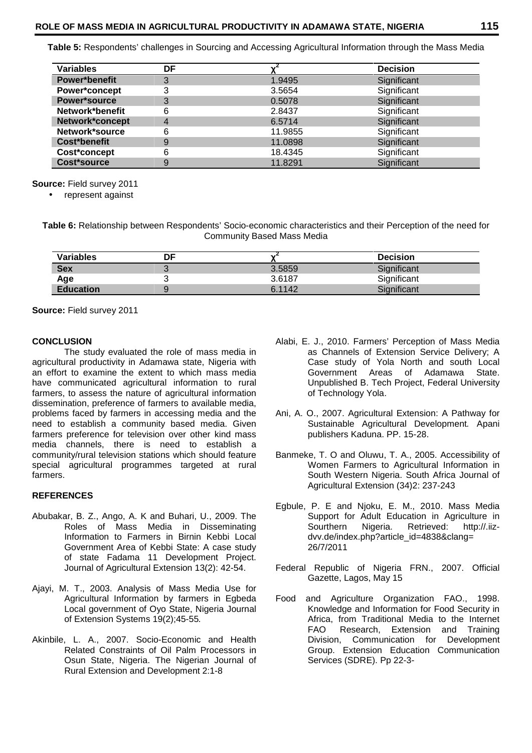**Table 5:** Respondents' challenges in Sourcing and Accessing Agricultural Information through the Mass Media

| Variables | DF | $\chi^2$ | Decision |
|---|---|---|---|
| **Power*benefit** | 3 | 1.9495 | Significant |
| **Power*concept** | 3 | 3.5654 | Significant |
| **Power*source** | 3 | 0.5078 | Significant |
| **Network*benefit** | 6 | 2.8437 | Significant |
| **Network*concept** | 4 | 6.5714 | Significant |
| **Network*source** | 6 | 11.9855 | Significant |
| **Cost*benefit** | 9 | 11.0898 | Significant |
| **Cost*concept** | 6 | 18.4345 | Significant |
| **Cost*source** | 9 | 11.8291 | Significant |

**Source:** Field survey 2011

- represent against

**Table 6:** Relationship between Respondents' Socio-economic characteristics and their Perception of the need for Community Based Mass Media

| Variables | DF | $\chi^2$ | Decision |
|---|---|---|---|
| **Sex** | 3 | 3.5859 | Significant |
| **Age** | 3 | 3.6187 | Significant |
| **Education** | 9 | 6.1142 | Significant |

**Source:** Field survey 2011

## CONCLUSION

The study evaluated the role of mass media in agricultural productivity in Adamawa state, Nigeria with an effort to examine the extent to which mass media have communicated agricultural information to rural farmers, to assess the nature of agricultural information dissemination, preference of farmers to available media, problems faced by farmers in accessing media and the need to establish a community based media. Given farmers preference for television over other kind mass media channels, there is need to establish a community/rural television stations which should feature special agricultural programmes targeted at rural farmers.

## REFERENCES

Abubakar, B. Z., Ango, A. K and Buhari, U., 2009. The Roles of Mass Media in Disseminating Information to Farmers in Birnin Kebbi Local Government Area of Kebbi State: A case study of state Fadama 11 Development Project. Journal of Agricultural Extension 13(2): 42-54.

Ajayi, M. T., 2003. Analysis of Mass Media Use for Agricultural Information by farmers in Egbeda Local government of Oyo State, Nigeria Journal of Extension Systems 19(2);45-55.

Akinbile, L. A., 2007. Socio-Economic and Health Related Constraints of Oil Palm Processors in Osun State, Nigeria. The Nigerian Journal of Rural Extension and Development 2:1-8

Alabi, E. J., 2010. Farmers' Perception of Mass Media as Channels of Extension Service Delivery; A Case study of Yola North and south Local Government Areas of Adamawa State. Unpublished B. Tech Project, Federal University of Technology Yola.

Ani, A. O., 2007. Agricultural Extension: A Pathway for Sustainable Agricultural Development. Apani publishers Kaduna. PP. 15-28.

Banmeke, T. O and Oluwu, T. A., 2005. Accessibility of Women Farmers to Agricultural Information in South Western Nigeria. South Africa Journal of Agricultural Extension (34)2: 237-243

Egbule, P. E and Njoku, E. M., 2010. Mass Media Support for Adult Education in Agriculture in Sourthern Nigeria. Retrieved: http://.iiz-dvv.de/index.php?article_id=4838&clang= 26/7/2011

Federal Republic of Nigeria FRN., 2007. Official Gazette, Lagos, May 15

Food and Agriculture Organization FAO., 1998. Knowledge and Information for Food Security in Africa, from Traditional Media to the Internet FAO Research, Extension and Training Division, Communication for Development Group. Extension Education Communication Services (SDRE). Pp 22-3-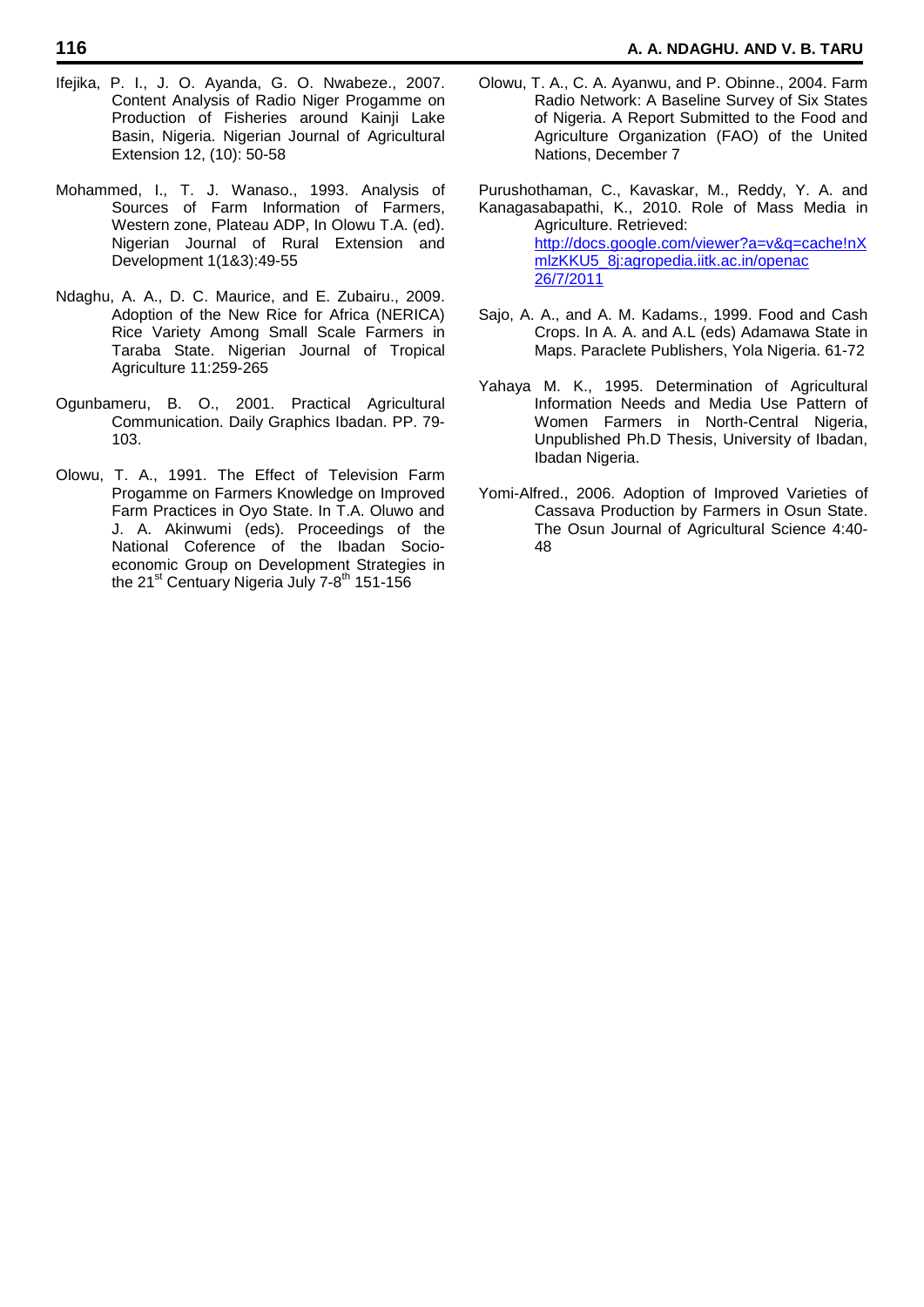Ifejika, P. I., J. O. Ayanda, G. O. Nwabeze., 2007. Content Analysis of Radio Niger Progamme on Production of Fisheries around Kainji Lake Basin, Nigeria. Nigerian Journal of Agricultural Extension 12, (10): 50-58

Mohammed, I., T. J. Wanaso., 1993. Analysis of Sources of Farm Information of Farmers, Western zone, Plateau ADP, In Olowu T.A. (ed). Nigerian Journal of Rural Extension and Development 1(1&3):49-55

Ndaghu, A. A., D. C. Maurice, and E. Zubairu., 2009. Adoption of the New Rice for Africa (NERICA) Rice Variety Among Small Scale Farmers in Taraba State. Nigerian Journal of Tropical Agriculture 11:259-265

Ogunbameru, B. O., 2001. Practical Agricultural Communication. Daily Graphics Ibadan. PP. 79-103.

Olowu, T. A., 1991. The Effect of Television Farm Progamme on Farmers Knowledge on Improved Farm Practices in Oyo State. In T.A. Oluwo and J. A. Akinwumi (eds). Proceedings of the National Coference of the Ibadan Socio-economic Group on Development Strategies in the 21st Centuary Nigeria July 7-8th 151-156

Olowu, T. A., C. A. Ayanwu, and P. Obinne., 2004. Farm Radio Network: A Baseline Survey of Six States of Nigeria. A Report Submitted to the Food and Agriculture Organization (FAO) of the United Nations, December 7

Purushothaman, C., Kavaskar, M., Reddy, Y. A. and Kanagasabapathi, K., 2010. Role of Mass Media in Agriculture. Retrieved: http://docs.google.com/viewer?a=v&q=cache!nXmlzKKU5_8j:agropedia.iitk.ac.in/openac 26/7/2011

Sajo, A. A., and A. M. Kadams., 1999. Food and Cash Crops. In A. A. and A.L (eds) Adamawa State in Maps. Paraclete Publishers, Yola Nigeria. 61-72

Yahaya M. K., 1995. Determination of Agricultural Information Needs and Media Use Pattern of Women Farmers in North-Central Nigeria, Unpublished Ph.D Thesis, University of Ibadan, Ibadan Nigeria.

Yomi-Alfred., 2006. Adoption of Improved Varieties of Cassava Production by Farmers in Osun State. The Osun Journal of Agricultural Science 4:40-48